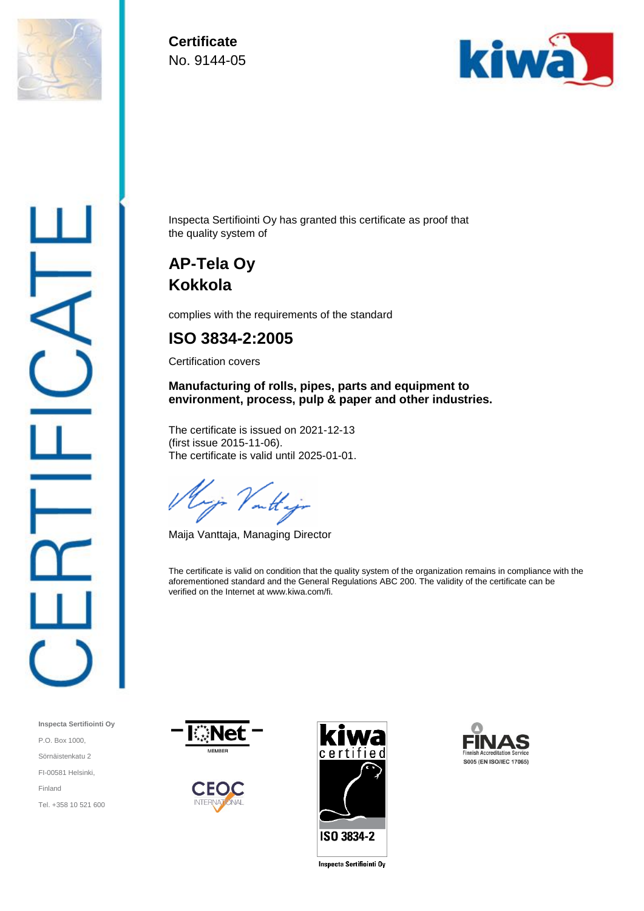# Certificate

No. 9144-05

Inspecta Sertifiointi Oy has granted this certificate as proof that the quality system of

## AP-Tela Oy
## Kokkola

complies with the requirements of the standard

## ISO 3834-2:2005

Certification covers

**Manufacturing of rolls, pipes, parts and equipment to environment, process, pulp & paper and other industries.**

The certificate is issued on 2021-12-13
(first issue 2015-11-06).
The certificate is valid until 2025-01-01.

Maija Vanttaja, Managing Director

The certificate is valid on condition that the quality system of the organization remains in compliance with the aforementioned standard and the General Regulations ABC 200. The validity of the certificate can be verified on the Internet at www.kiwa.com/fi.

**Inspecta Sertifiointi Oy**

P.O. Box 1000,

Sörnäistenkatu 2

FI-00581 Helsinki,

Finland

Tel. +358 10 521 600

IQNet MEMBER

CEOC INTERNATIONAL

kiwa certified ISO 3834-2 Inspecta Sertifiointi Oy

FINAS Finnish Accreditation Service S005 (EN ISO/IEC 17065)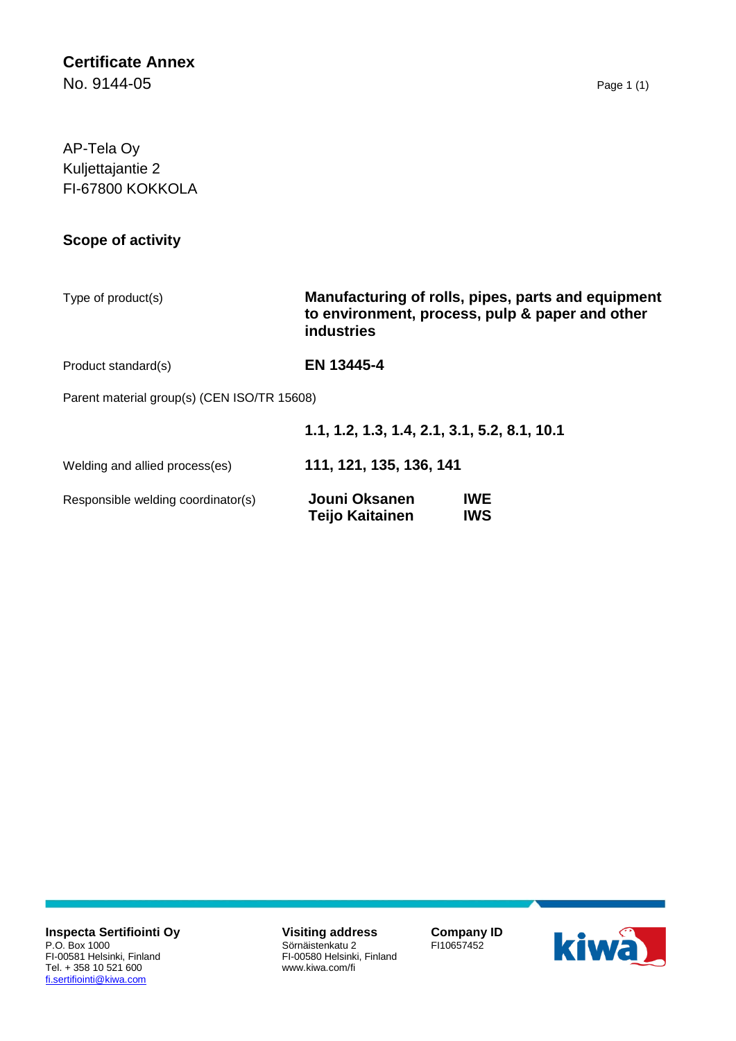# Certificate Annex

No. 9144-05

AP-Tela Oy
Kuljettajantie 2
FI-67800 KOKKOLA

## Scope of activity

| | |
|---|---|
| Type of product(s) | **Manufacturing of rolls, pipes, parts and equipment to environment, process, pulp & paper and other industries** |
| Product standard(s) | **EN 13445-4** |
| Parent material group(s) (CEN ISO/TR 15608) | **1.1, 1.2, 1.3, 1.4, 2.1, 3.1, 5.2, 8.1, 10.1** |
| Welding and allied process(es) | **111, 121, 135, 136, 141** |
| Responsible welding coordinator(s) | **Jouni Oksanen IWE**<br>**Teijo Kaitainen IWS** |

**Inspecta Sertifiointi Oy**
P.O. Box 1000
FI-00581 Helsinki, Finland
Tel. + 358 10 521 600
fi.sertifiointi@kiwa.com

**Visiting address**
Sörnäistenkatu 2
FI-00580 Helsinki, Finland
www.kiwa.com/fi

**Company ID**
FI10657452